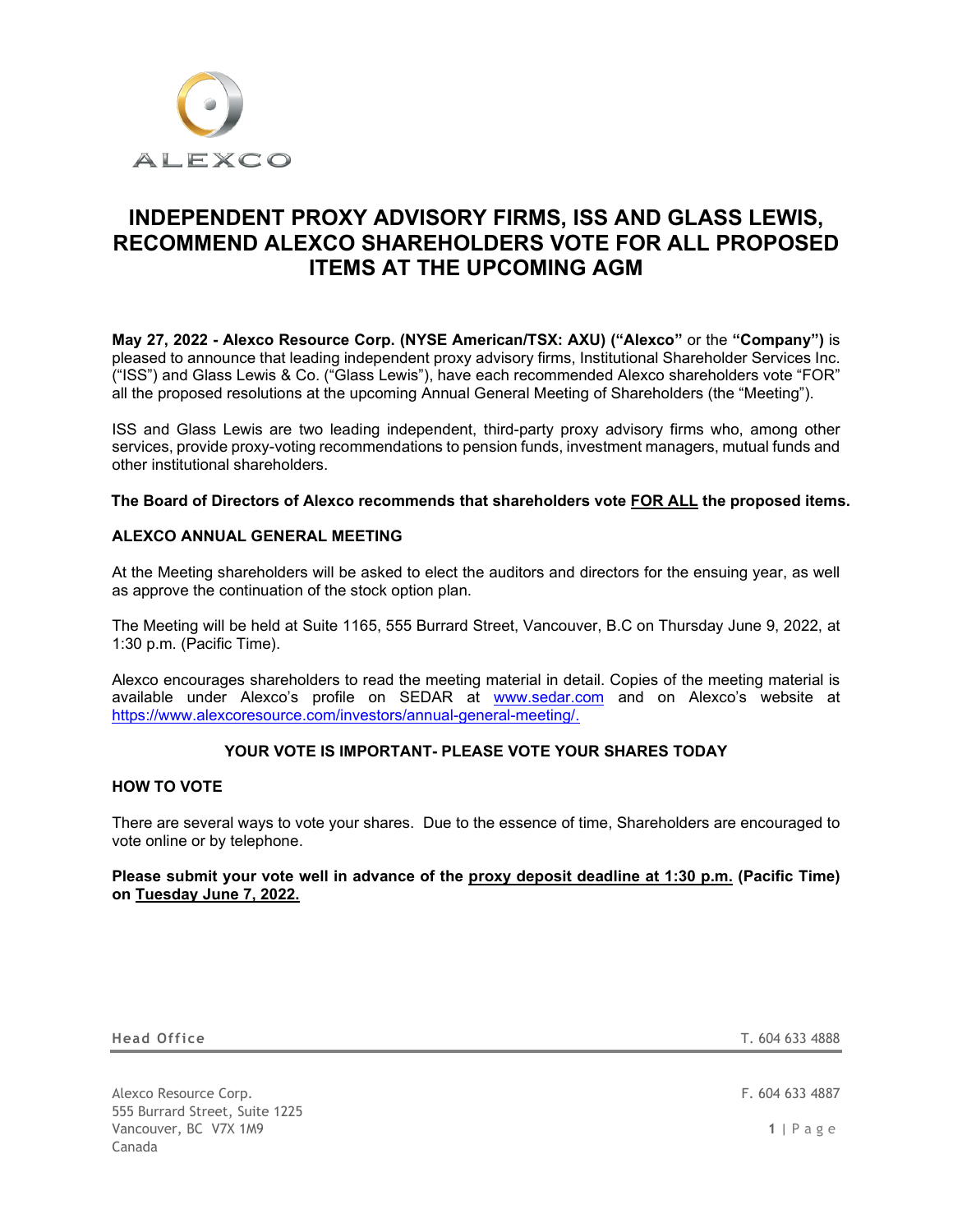ALEXCO

# INDEPENDENT PROXY ADVISORY FIRMS, ISS AND GLASS LEWIS, RECOMMEND ALEXCO SHAREHOLDERS VOTE FOR ALL PROPOSED ITEMS AT THE UPCOMING AGM

**May 27, 2022 - Alexco Resource Corp. (NYSE American/TSX: AXU) ("Alexco"** or the **"Company")** is pleased to announce that leading independent proxy advisory firms, Institutional Shareholder Services Inc. ("ISS") and Glass Lewis & Co. ("Glass Lewis"), have each recommended Alexco shareholders vote "FOR" all the proposed resolutions at the upcoming Annual General Meeting of Shareholders (the "Meeting").

ISS and Glass Lewis are two leading independent, third-party proxy advisory firms who, among other services, provide proxy-voting recommendations to pension funds, investment managers, mutual funds and other institutional shareholders.

**The Board of Directors of Alexco recommends that shareholders vote FOR ALL the proposed items.**

## ALEXCO ANNUAL GENERAL MEETING

At the Meeting shareholders will be asked to elect the auditors and directors for the ensuing year, as well as approve the continuation of the stock option plan.

The Meeting will be held at Suite 1165, 555 Burrard Street, Vancouver, B.C on Thursday June 9, 2022, at 1:30 p.m. (Pacific Time).

Alexco encourages shareholders to read the meeting material in detail. Copies of the meeting material is available under Alexco's profile on SEDAR at www.sedar.com and on Alexco's website at https://www.alexcoresource.com/investors/annual-general-meeting/.

**YOUR VOTE IS IMPORTANT- PLEASE VOTE YOUR SHARES TODAY**

## HOW TO VOTE

There are several ways to vote your shares. Due to the essence of time, Shareholders are encouraged to vote online or by telephone.

**Please submit your vote well in advance of the proxy deposit deadline at 1:30 p.m. (Pacific Time) on Tuesday June 7, 2022.**

**Head Office**

Alexco Resource Corp.
555 Burrard Street, Suite 1225
Vancouver, BC V7X 1M9
Canada

T. 604 633 4888
F. 604 633 4887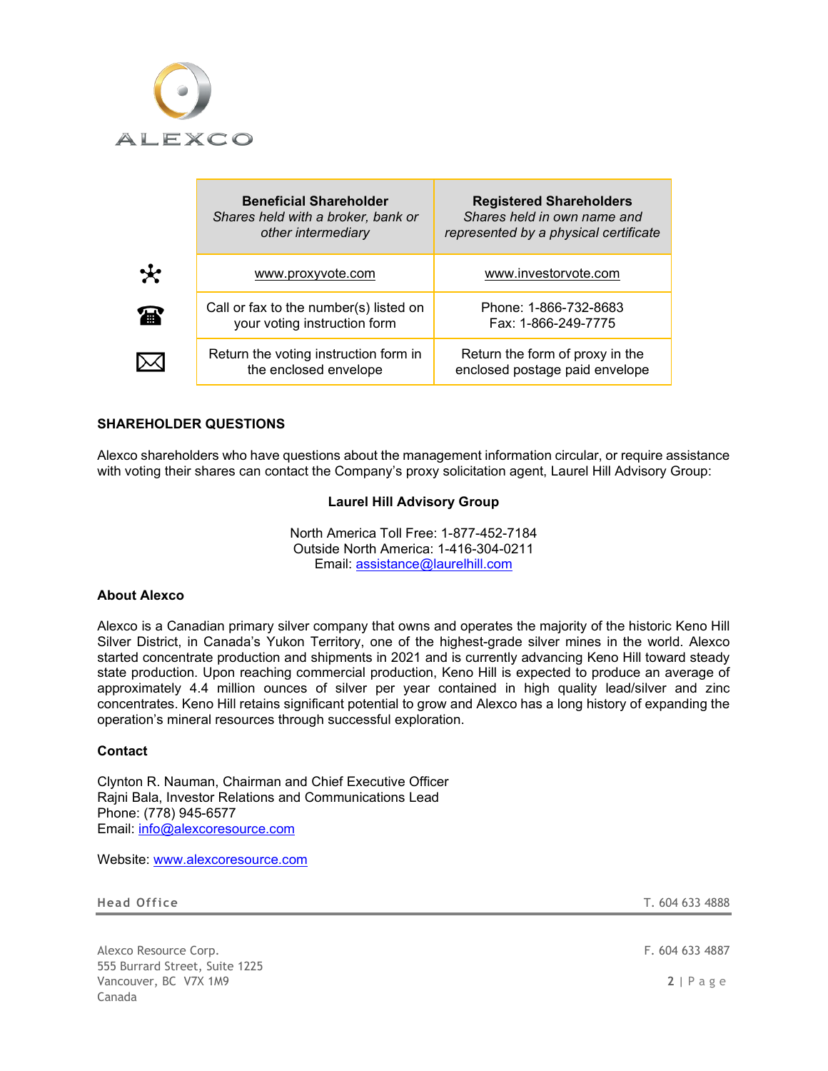| | **Beneficial Shareholder** *Shares held with a broker, bank or other intermediary* | **Registered Shareholders** *Shares held in own name and represented by a physical certificate* |
|---|---|---|
| | www.proxyvote.com | www.investorvote.com |
| | Call or fax to the number(s) listed on your voting instruction form | Phone: 1-866-732-8683 Fax: 1-866-249-7775 |
| | Return the voting instruction form in the enclosed envelope | Return the form of proxy in the enclosed postage paid envelope |

**SHAREHOLDER QUESTIONS**

Alexco shareholders who have questions about the management information circular, or require assistance with voting their shares can contact the Company's proxy solicitation agent, Laurel Hill Advisory Group:

**Laurel Hill Advisory Group**

North America Toll Free: 1-877-452-7184
Outside North America: 1-416-304-0211
Email: assistance@laurelhill.com

**About Alexco**

Alexco is a Canadian primary silver company that owns and operates the majority of the historic Keno Hill Silver District, in Canada's Yukon Territory, one of the highest-grade silver mines in the world. Alexco started concentrate production and shipments in 2021 and is currently advancing Keno Hill toward steady state production. Upon reaching commercial production, Keno Hill is expected to produce an average of approximately 4.4 million ounces of silver per year contained in high quality lead/silver and zinc concentrates. Keno Hill retains significant potential to grow and Alexco has a long history of expanding the operation's mineral resources through successful exploration.

**Contact**

Clynton R. Nauman, Chairman and Chief Executive Officer
Rajni Bala, Investor Relations and Communications Lead
Phone: (778) 945-6577
Email: info@alexcoresource.com

Website: www.alexcoresource.com

Head Office
Alexco Resource Corp.
555 Burrard Street, Suite 1225
Vancouver, BC V7X 1M9
Canada

T. 604 633 4888
F. 604 633 4887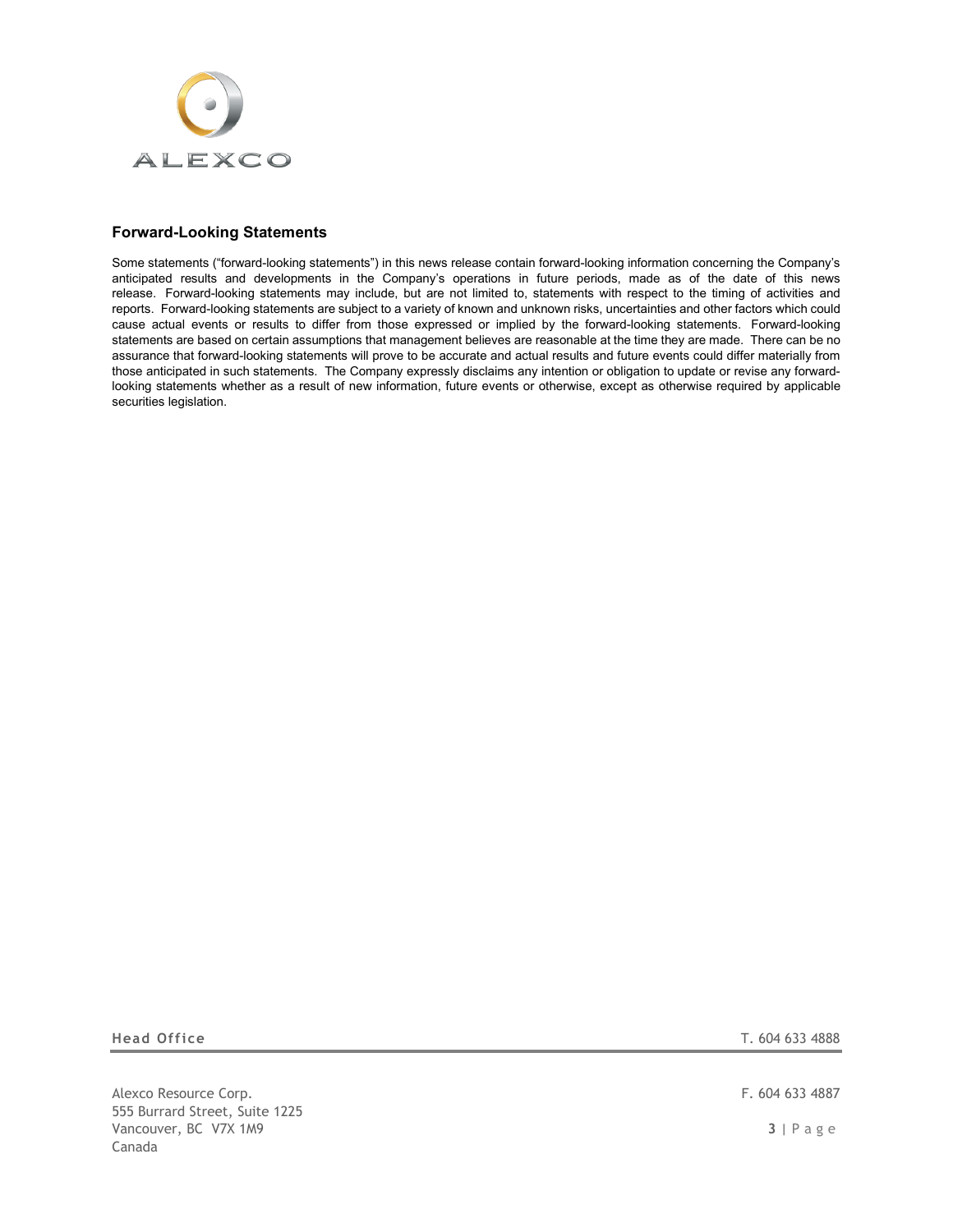## Forward-Looking Statements

Some statements ("forward-looking statements") in this news release contain forward-looking information concerning the Company's anticipated results and developments in the Company's operations in future periods, made as of the date of this news release. Forward-looking statements may include, but are not limited to, statements with respect to the timing of activities and reports. Forward-looking statements are subject to a variety of known and unknown risks, uncertainties and other factors which could cause actual events or results to differ from those expressed or implied by the forward-looking statements. Forward-looking statements are based on certain assumptions that management believes are reasonable at the time they are made. There can be no assurance that forward-looking statements will prove to be accurate and actual results and future events could differ materially from those anticipated in such statements. The Company expressly disclaims any intention or obligation to update or revise any forward-looking statements whether as a result of new information, future events or otherwise, except as otherwise required by applicable securities legislation.